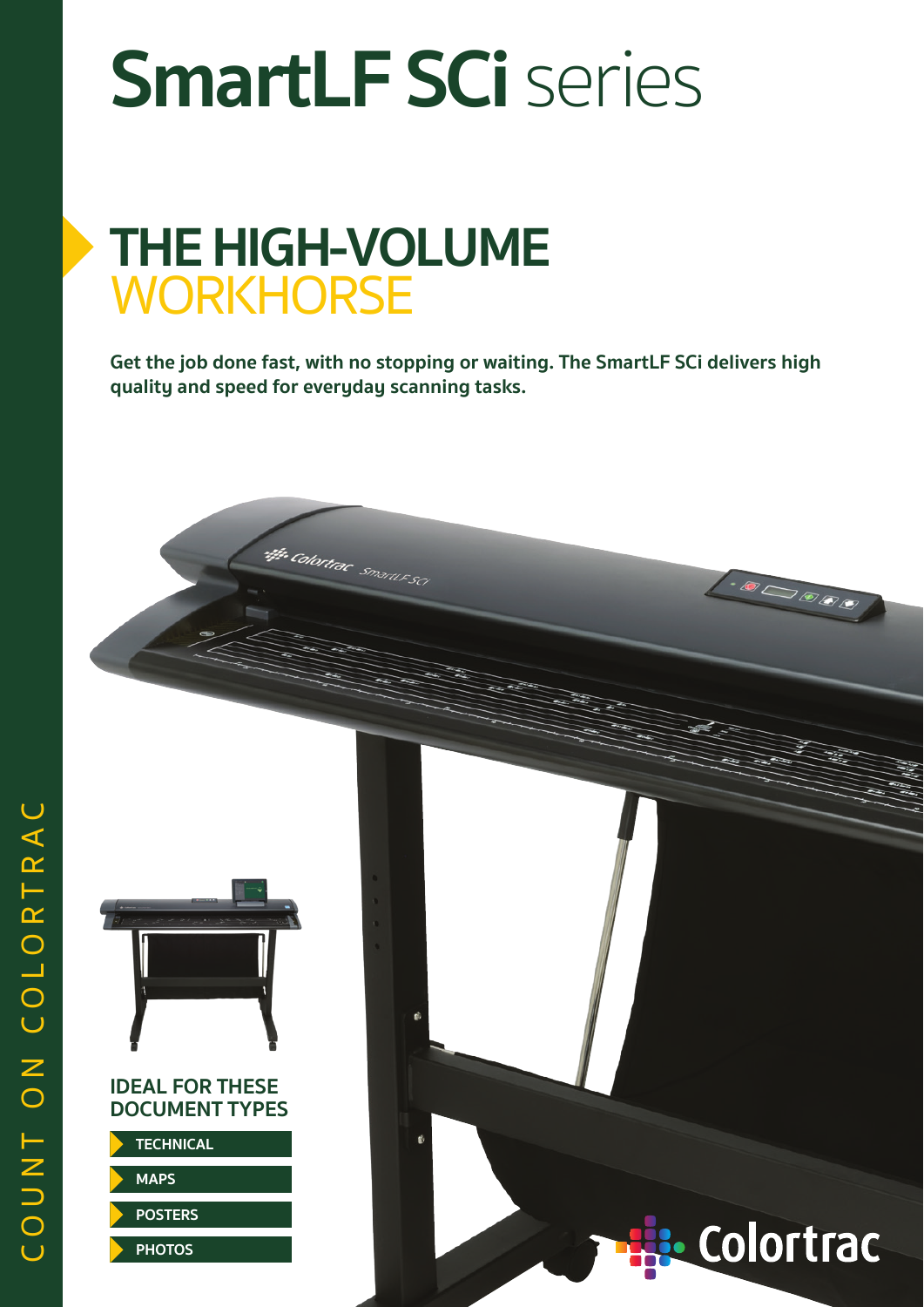# SmartLF SCi series

## THE HIGH-VOLUME WORKHORSE

**Get the job done fast, with no stopping or waiting. The SmartLF SCi delivers high quality and speed for everyday scanning tasks.**

### IDEAL FOR THESE DOCUMENT TYPES

- TECHNICAL
- MAPS
- POSTERS
- PHOTOS

COUNT ON COLORTRAC

Colortrac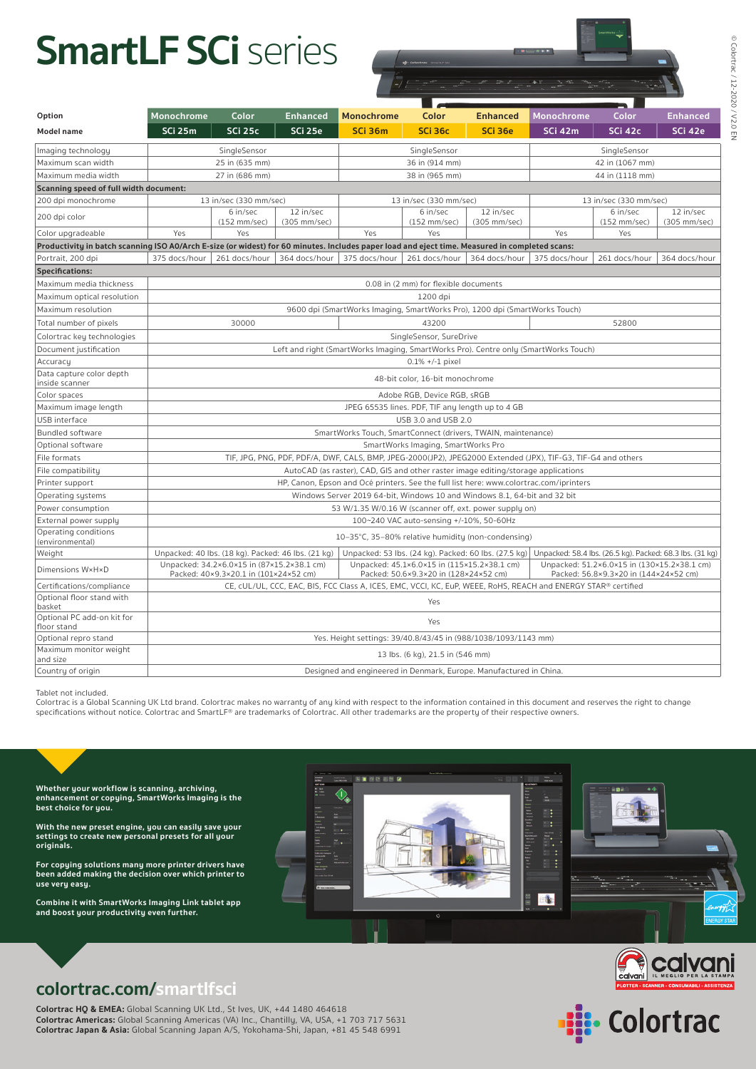# SmartLF SCi series

| Option | Monochrome | Color | Enhanced | Monochrome | Color | Enhanced | Monochrome | Color | Enhanced |
|---|---|---|---|---|---|---|---|---|---|
| **Model name** | **SCi 25m** | **SCi 25c** | **SCi 25e** | **SCi 36m** | **SCi 36c** | **SCi 36e** | **SCi 42m** | **SCi 42c** | **SCi 42e** |
| Imaging technology | SingleSensor | | | SingleSensor | | | SingleSensor | | |
| Maximum scan width | 25 in (635 mm) | | | 36 in (914 mm) | | | 42 in (1067 mm) | | |
| Maximum media width | 27 in (686 mm) | | | 38 in (965 mm) | | | 44 in (1118 mm) | | |
| **Scanning speed of full width document:** | | | | | | | | | |
| 200 dpi monochrome | 13 in/sec (330 mm/sec) | | | 13 in/sec (330 mm/sec) | | | 13 in/sec (330 mm/sec) | | |
| 200 dpi color | | 6 in/sec (152 mm/sec) | 12 in/sec (305 mm/sec) | | 6 in/sec (152 mm/sec) | 12 in/sec (305 mm/sec) | | 6 in/sec (152 mm/sec) | 12 in/sec (305 mm/sec) |
| Color upgradeable | Yes | Yes | | Yes | Yes | | Yes | Yes | |
| **Productivity in batch scanning ISO A0/Arch E-size (or widest) for 60 minutes. Includes paper load and eject time. Measured in completed scans:** | | | | | | | | | |
| Portrait, 200 dpi | 375 docs/hour | 261 docs/hour | 364 docs/hour | 375 docs/hour | 261 docs/hour | 364 docs/hour | 375 docs/hour | 261 docs/hour | 364 docs/hour |
| **Specifications:** | | | | | | | | | |
| Maximum media thickness | 0.08 in (2 mm) for flexible documents | | | | | | | | |
| Maximum optical resolution | 1200 dpi | | | | | | | | |
| Maximum resolution | 9600 dpi (SmartWorks Imaging, SmartWorks Pro), 1200 dpi (SmartWorks Touch) | | | | | | | | |
| Total number of pixels | 30000 | | | 43200 | | | 52800 | | |
| Colortrac key technologies | SingleSensor, SureDrive | | | | | | | | |
| Document justification | Left and right (SmartWorks Imaging, SmartWorks Pro). Centre only (SmartWorks Touch) | | | | | | | | |
| Accuracy | 0.1% +/-1 pixel | | | | | | | | |
| Data capture color depth inside scanner | 48-bit color, 16-bit monochrome | | | | | | | | |
| Color spaces | Adobe RGB, Device RGB, sRGB | | | | | | | | |
| Maximum image length | JPEG 65535 lines. PDF, TIF any length up to 4 GB | | | | | | | | |
| USB interface | USB 3.0 and USB 2.0 | | | | | | | | |
| Bundled software | SmartWorks Touch, SmartConnect (drivers, TWAIN, maintenance) | | | | | | | | |
| Optional software | SmartWorks Imaging, SmartWorks Pro | | | | | | | | |
| File formats | TIF, JPG, PNG, PDF, PDF/A, DWF, CALS, BMP, JPEG-2000(JP2), JPEG2000 Extended (JPX), TIF-G3, TIF-G4 and others | | | | | | | | |
| File compatibility | AutoCAD (as raster), CAD, GIS and other raster image editing/storage applications | | | | | | | | |
| Printer support | HP, Canon, Epson and Océ printers. See the full list here: www.colortrac.com/iprinters | | | | | | | | |
| Operating systems | Windows Server 2019 64-bit, Windows 10 and Windows 8.1, 64-bit and 32 bit | | | | | | | | |
| Power consumption | 53 W/1.35 W/0.16 W (scanner off, ext. power supply on) | | | | | | | | |
| External power supply | 100~240 VAC auto-sensing +/-10%, 50-60Hz | | | | | | | | |
| Operating conditions (environmental) | 10–35°C, 35–80% relative humidity (non-condensing) | | | | | | | | |
| Weight | Unpacked: 40 lbs. (18 kg). Packed: 46 lbs. (21 kg) | | | Unpacked: 53 lbs. (24 kg). Packed: 60 lbs. (27.5 kg) | | | Unpacked: 58.4 lbs. (26.5 kg). Packed: 68.3 lbs. (31 kg) | | |
| Dimensions W×H×D | Unpacked: 34.2×6.0×15 in (87×15.2×38.1 cm) Packed: 40×9.3×20.1 in (101×24×52 cm) | | | Unpacked: 45.1×6.0×15 in (115×15.2×38.1 cm) Packed: 50.6×9.3×20 in (128×24×52 cm) | | | Unpacked: 51.2×6.0×15 in (130×15.2×38.1 cm) Packed: 56.8×9.3×20 in (144×24×52 cm) | | |
| Certifications/compliance | CE, cUL/UL, CCC, EAC, BIS, FCC Class A, ICES, EMC, VCCI, KC, EuP, WEEE, RoHS, REACH and ENERGY STAR® certified | | | | | | | | |
| Optional floor stand with basket | Yes | | | | | | | | |
| Optional PC add-on kit for floor stand | Yes | | | | | | | | |
| Optional repro stand | Yes. Height settings: 39/40.8/43/45 in (988/1038/1093/1143 mm) | | | | | | | | |
| Maximum monitor weight and size | 13 lbs. (6 kg), 21.5 in (546 mm) | | | | | | | | |
| Country of origin | Designed and engineered in Denmark, Europe. Manufactured in China. | | | | | | | | |

Tablet not included.
Colortrac is a Global Scanning UK Ltd brand. Colortrac makes no warranty of any kind with respect to the information contained in this document and reserves the right to change specifications without notice. Colortrac and SmartLF® are trademarks of Colortrac. All other trademarks are the property of their respective owners.

**Whether your workflow is scanning, archiving, enhancement or copying, SmartWorks Imaging is the best choice for you.**

**With the new preset engine, you can easily save your settings to create new personal presets for all your originals.**

**For copying solutions many more printer drivers have been added making the decision over which printer to use very easy.**

**Combine it with SmartWorks Imaging Link tablet app and boost your productivity even further.**

## colortrac.com/smartlfsci

**Colortrac HQ & EMEA:** Global Scanning UK Ltd., St Ives, UK, +44 1480 464618
**Colortrac Americas:** Global Scanning Americas (VA) Inc., Chantilly, VA, USA, +1 703 717 5631
**Colortrac Japan & Asia:** Global Scanning Japan A/S, Yokohama-Shi, Japan, +81 45 548 6991

calvani – IL MEGLIO PER LA STAMPA – PLOTTER - SCANNER - CONSUMABILI - ASSISTENZA

Colortrac

© Colortrac / 12-2020 / V2.0 EN